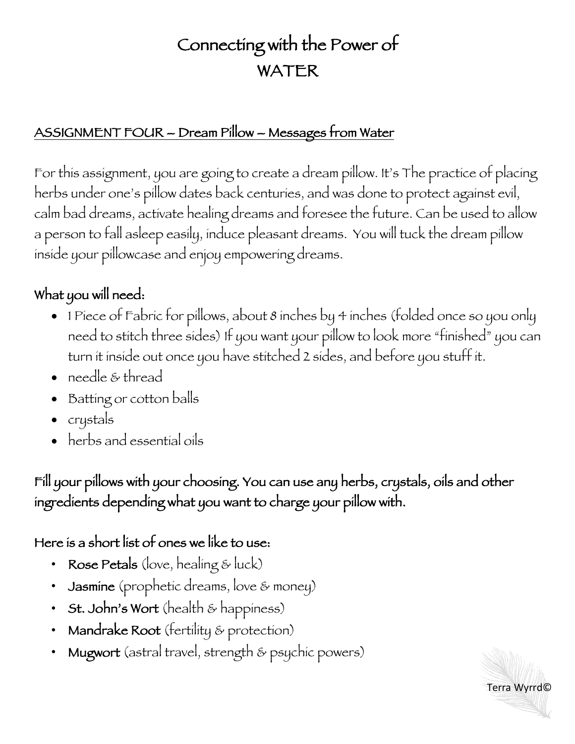# Connecting with the Power of WATER

## ASSIGNMENT FOUR – Dream Pillow – Messages from Water

For this assignment, you are going to create a dream pillow. It's The practice of placing herbs under one's pillow dates back centuries, and was done to protect against evil, calm bad dreams, activate healing dreams and foresee the future. Can be used to allow a person to fall asleep easily, induce pleasant dreams. You will tuck the dream pillow inside your pillowcase and enjoy empowering dreams.

### What you will need:

- 1 Piece of Fabric for pillows, about 8 inches by 4 inches (folded once so you only need to stitch three sides) If you want your pillow to look more "finished" you can turn it inside out once you have stitched 2 sides, and before you stuff it.
- needle & thread
- Batting or cotton balls
- crystals
- herbs and essential oils

**Fill your pillows with your choosing. You can use any herbs, crystals, oils and other ingredients depending what you want to charge your pillow with.**

### Here is a short list of ones we like to use:

- **Rose Petals** (love, healing & luck)
- **Jasmine** (prophetic dreams, love & money)
- **St. John's Wort** (health & happiness)
- **Mandrake Root** (fertility & protection)
- **Mugwort** (astral travel, strength & psychic powers)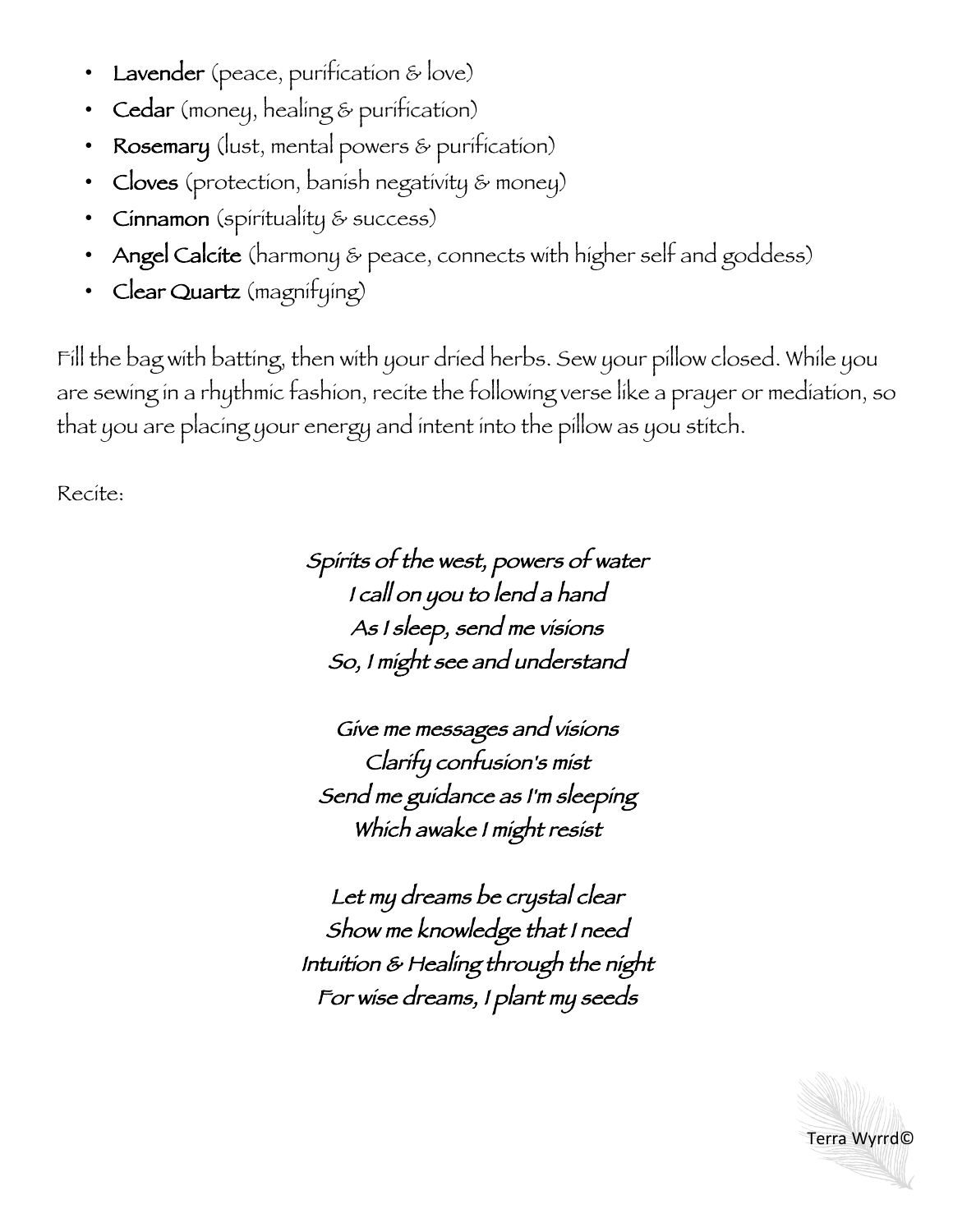- **Lavender** (peace, purification & love)
- **Cedar** (money, healing & purification)
- **Rosemary** (lust, mental powers & purification)
- **Cloves** (protection, banish negativity & money)
- **Cinnamon** (spirituality & success)
- **Angel Calcite** (harmony & peace, connects with higher self and goddess)
- **Clear Quartz** (magnifying)

Fill the bag with batting, then with your dried herbs. Sew your pillow closed. While you are sewing in a rhythmic fashion, recite the following verse like a prayer or mediation, so that you are placing your energy and intent into the pillow as you stitch.

Recite:

*Spirits of the west, powers of water*
*I call on you to lend a hand*
*As I sleep, send me visions*
*So, I might see and understand*

*Give me messages and visions*
*Clarify confusion's mist*
*Send me guidance as I'm sleeping*
*Which awake I might resist*

*Let my dreams be crystal clear*
*Show me knowledge that I need*
*Intuition & Healing through the night*
*For wise dreams, I plant my seeds*

Terra Wyrrd©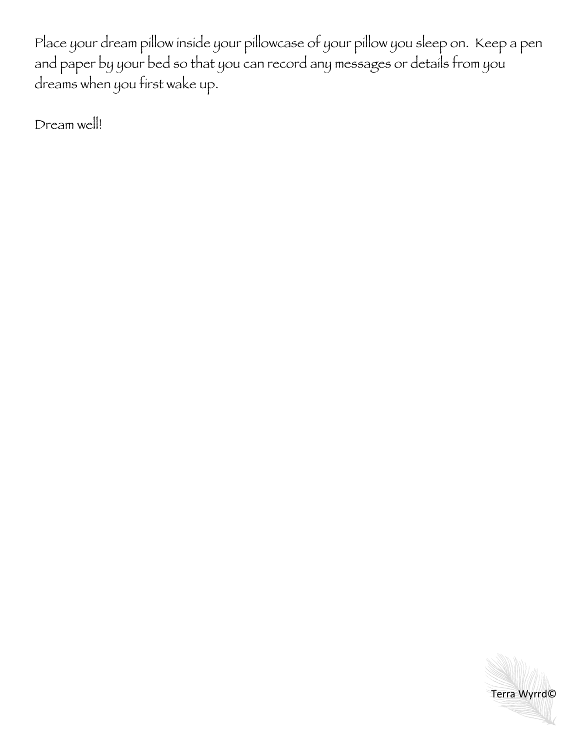Place your dream pillow inside your pillowcase of your pillow you sleep on. Keep a pen and paper by your bed so that you can record any messages or details from you dreams when you first wake up.

Dream well!

Terra Wyrrd©